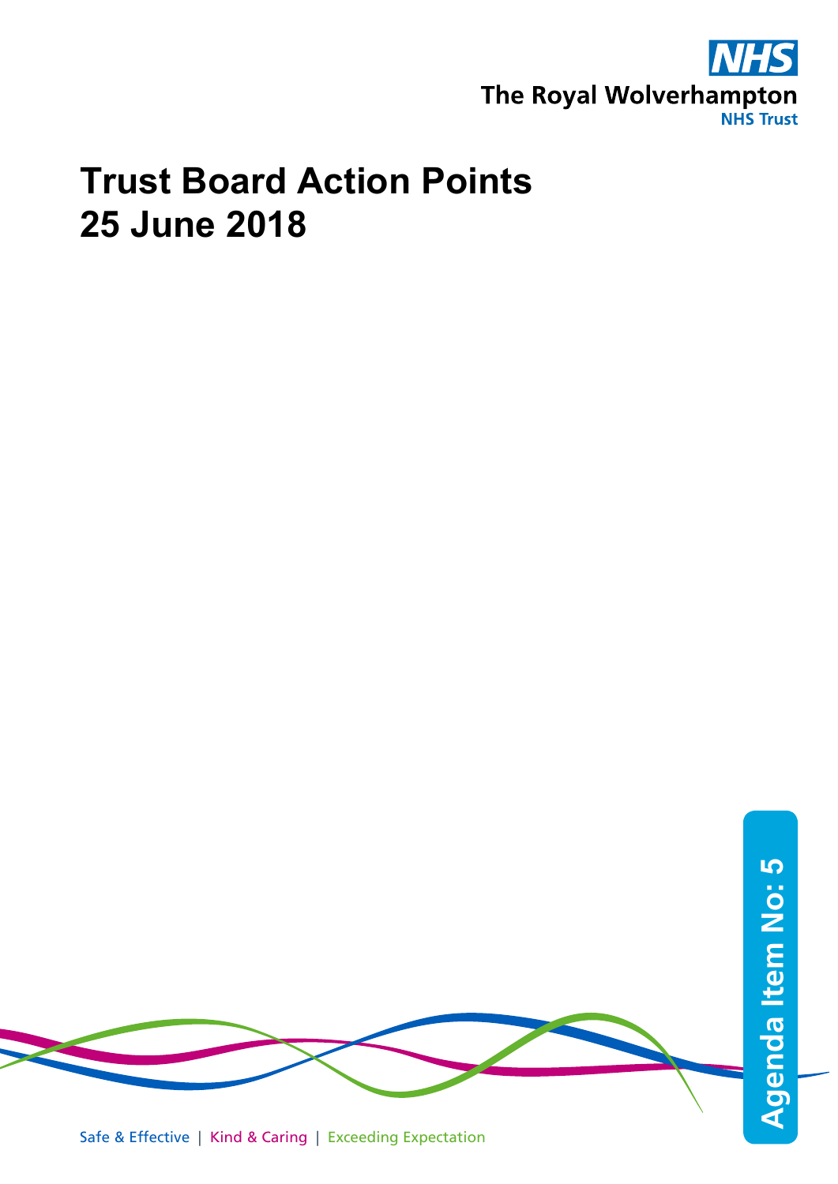The Royal Wolverhampton NHS Trust

# Trust Board Action Points
# 25 June 2018

Agenda Item No: 5

Safe & Effective | Kind & Caring | Exceeding Expectation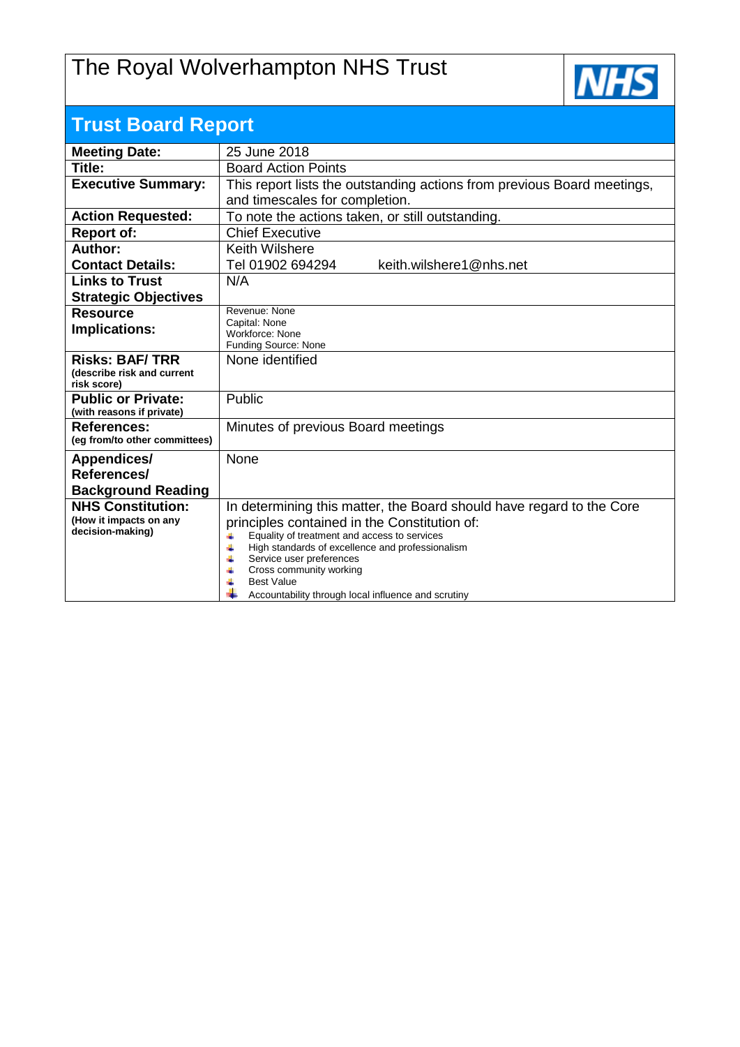# The Royal Wolverhampton NHS Trust

NHS

## Trust Board Report

| | |
|---|---|
| **Meeting Date:** | 25 June 2018 |
| **Title:** | Board Action Points |
| **Executive Summary:** | This report lists the outstanding actions from previous Board meetings, and timescales for completion. |
| **Action Requested:** | To note the actions taken, or still outstanding. |
| **Report of:** | Chief Executive |
| **Author:**<br>**Contact Details:** | Keith Wilshere<br>Tel 01902 694294 keith.wilshere1@nhs.net |
| **Links to Trust Strategic Objectives** | N/A |
| **Resource Implications:** | Revenue: None<br>Capital: None<br>Workforce: None<br>Funding Source: None |
| **Risks: BAF/ TRR**<br>**(describe risk and current risk score)** | None identified |
| **Public or Private:**<br>**(with reasons if private)** | Public |
| **References:**<br>**(eg from/to other committees)** | Minutes of previous Board meetings |
| **Appendices/ References/ Background Reading** | None |
| **NHS Constitution:**<br>**(How it impacts on any decision-making)** | In determining this matter, the Board should have regard to the Core principles contained in the Constitution of:<br>- Equality of treatment and access to services<br>- High standards of excellence and professionalism<br>- Service user preferences<br>- Cross community working<br>- Best Value<br>- Accountability through local influence and scrutiny |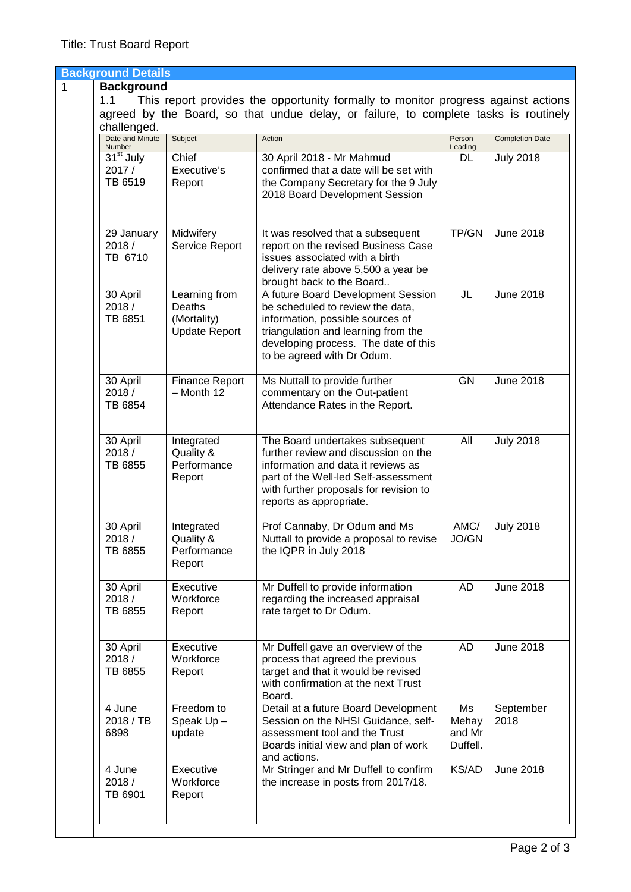Title: Trust Board Report

## Background Details

1 **Background**

1.1 This report provides the opportunity formally to monitor progress against actions agreed by the Board, so that undue delay, or failure, to complete tasks is routinely challenged.

| Date and Minute Number | Subject | Action | Person Leading | Completion Date |
|---|---|---|---|---|
| 31st July 2017 / TB 6519 | Chief Executive's Report | 30 April 2018 - Mr Mahmud confirmed that a date will be set with the Company Secretary for the 9 July 2018 Board Development Session | DL | July 2018 |
| 29 January 2018 / TB 6710 | Midwifery Service Report | It was resolved that a subsequent report on the revised Business Case issues associated with a birth delivery rate above 5,500 a year be brought back to the Board.. | TP/GN | June 2018 |
| 30 April 2018 / TB 6851 | Learning from Deaths (Mortality) Update Report | A future Board Development Session be scheduled to review the data, information, possible sources of triangulation and learning from the developing process. The date of this to be agreed with Dr Odum. | JL | June 2018 |
| 30 April 2018 / TB 6854 | Finance Report – Month 12 | Ms Nuttall to provide further commentary on the Out-patient Attendance Rates in the Report. | GN | June 2018 |
| 30 April 2018 / TB 6855 | Integrated Quality & Performance Report | The Board undertakes subsequent further review and discussion on the information and data it reviews as part of the Well-led Self-assessment with further proposals for revision to reports as appropriate. | All | July 2018 |
| 30 April 2018 / TB 6855 | Integrated Quality & Performance Report | Prof Cannaby, Dr Odum and Ms Nuttall to provide a proposal to revise the IQPR in July 2018 | AMC/ JO/GN | July 2018 |
| 30 April 2018 / TB 6855 | Executive Workforce Report | Mr Duffell to provide information regarding the increased appraisal rate target to Dr Odum. | AD | June 2018 |
| 30 April 2018 / TB 6855 | Executive Workforce Report | Mr Duffell gave an overview of the process that agreed the previous target and that it would be revised with confirmation at the next Trust Board. | AD | June 2018 |
| 4 June 2018 / TB 6898 | Freedom to Speak Up – update | Detail at a future Board Development Session on the NHSI Guidance, self-assessment tool and the Trust Boards initial view and plan of work and actions. | Ms Mehay and Mr Duffell. | September 2018 |
| 4 June 2018 / TB 6901 | Executive Workforce Report | Mr Stringer and Mr Duffell to confirm the increase in posts from 2017/18. | KS/AD | June 2018 |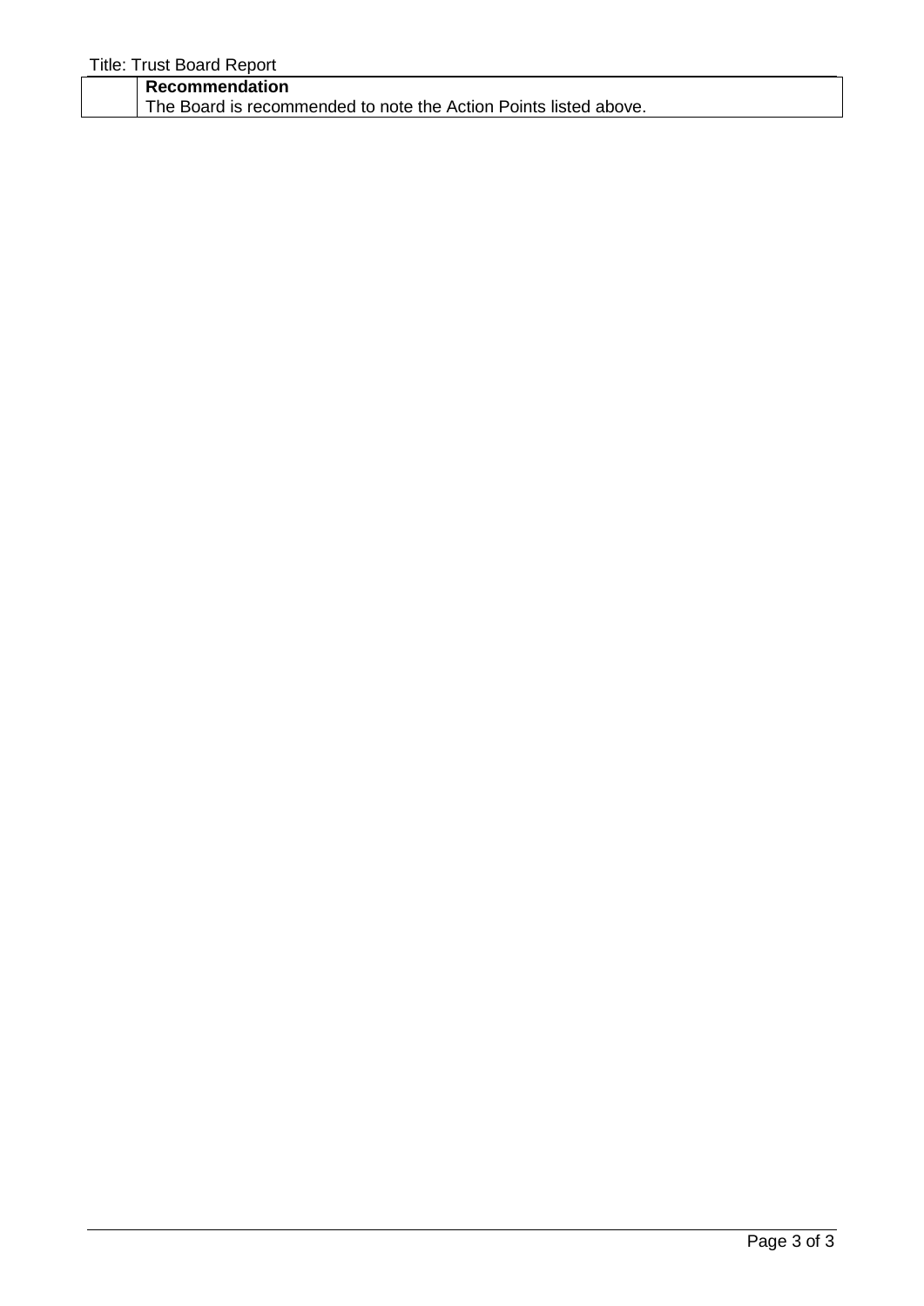| | |
|---|---|
| | **Recommendation**<br>The Board is recommended to note the Action Points listed above. |